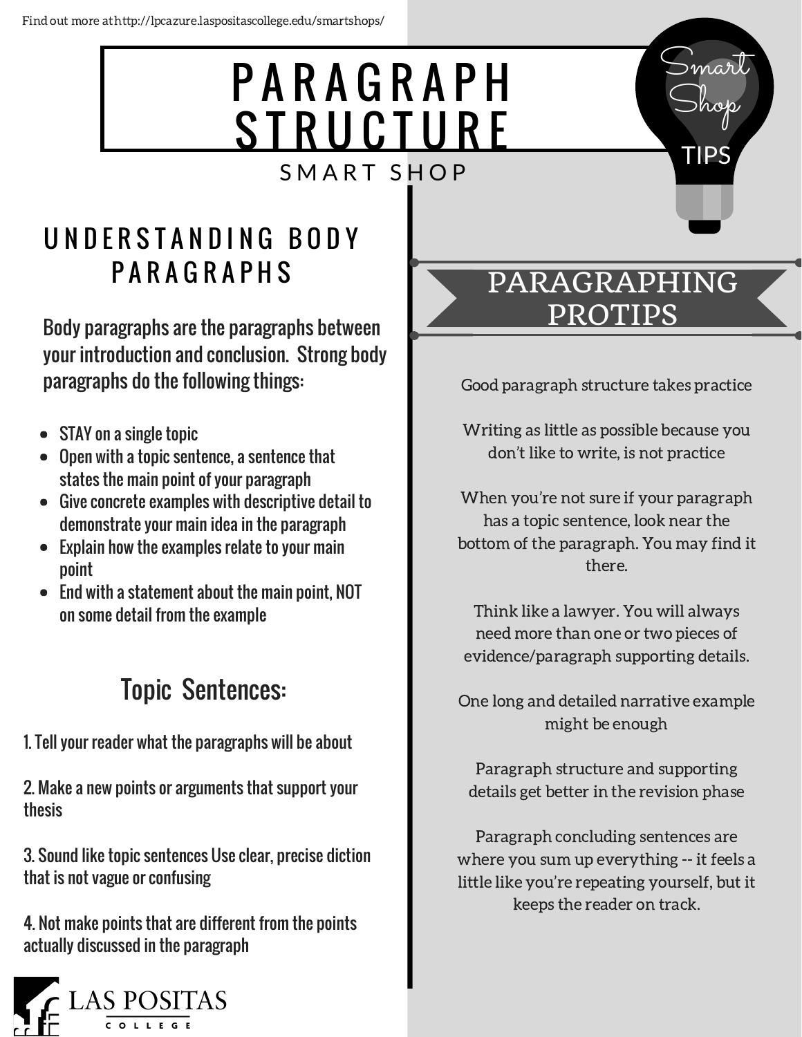Find out more at http://lpcazure.laspositascollege.edu/smartshops/

# PARAGRAPH STRUCTURE

SMART SHOP

Smart Shop TIPS

## UNDERSTANDING BODY PARAGRAPHS

Body paragraphs are the paragraphs between your introduction and conclusion. Strong body paragraphs do the following things:

- STAY on a single topic
- Open with a topic sentence, a sentence that states the main point of your paragraph
- Give concrete examples with descriptive detail to demonstrate your main idea in the paragraph
- Explain how the examples relate to your main point
- End with a statement about the main point, NOT on some detail from the example

## Topic Sentences:

1. Tell your reader what the paragraphs will be about

2. Make a new points or arguments that support your thesis

3. Sound like topic sentences Use clear, precise diction that is not vague or confusing

4. Not make points that are different from the points actually discussed in the paragraph

## PARAGRAPHING PROTIPS

Good paragraph structure takes practice

Writing as little as possible because you don't like to write, is not practice

When you're not sure if your paragraph has a topic sentence, look near the bottom of the paragraph. You may find it there.

Think like a lawyer. You will always need more than one or two pieces of evidence/paragraph supporting details.

One long and detailed narrative example might be enough

Paragraph structure and supporting details get better in the revision phase

Paragraph concluding sentences are where you sum up everything -- it feels a little like you're repeating yourself, but it keeps the reader on track.

LAS POSITAS COLLEGE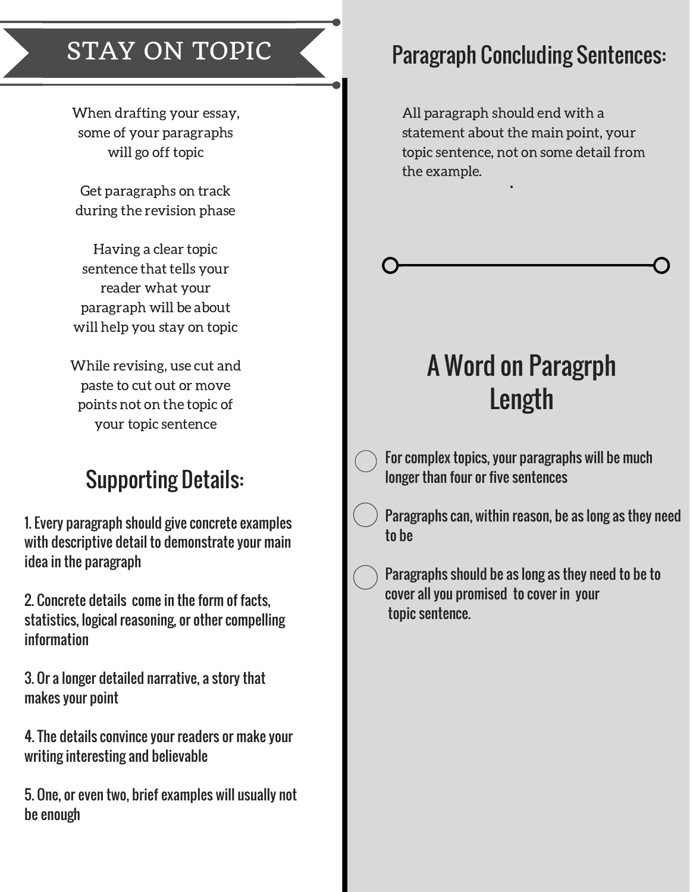## STAY ON TOPIC

When drafting your essay, some of your paragraphs will go off topic

Get paragraphs on track during the revision phase

Having a clear topic sentence that tells your reader what your paragraph will be about will help you stay on topic

While revising, use cut and paste to cut out or move points not on the topic of your topic sentence

## Supporting Details:

1. Every paragraph should give concrete examples with descriptive detail to demonstrate your main idea in the paragraph

2. Concrete details come in the form of facts, statistics, logical reasoning, or other compelling information

3. Or a longer detailed narrative, a story that makes your point

4. The details convince your readers or make your writing interesting and believable

5. One, or even two, brief examples will usually not be enough

## Paragraph Concluding Sentences:

All paragraph should end with a statement about the main point, your topic sentence, not on some detail from the example.

## A Word on Paragrph Length

- For complex topics, your paragraphs will be much longer than four or five sentences
- Paragraphs can, within reason, be as long as they need to be
- Paragraphs should be as long as they need to be to cover all you promised to cover in your topic sentence.